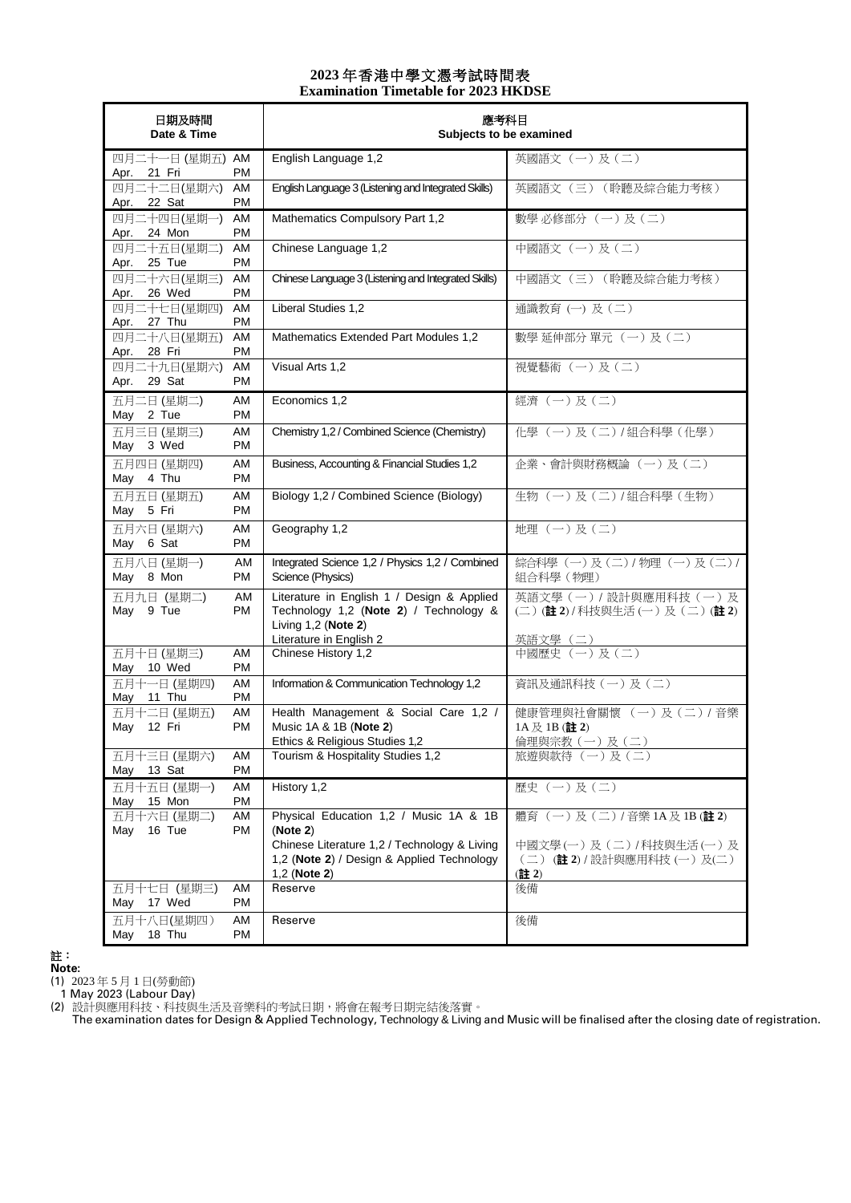# 2023 年香港中學文憑考試時間表
# Examination Timetable for 2023 HKDSE

| 日期及時間 Date & Time | | 應考科目 Subjects to be examined | |
|---|---|---|---|
| 四月二十一日 (星期五) Apr. 21 Fri | AM PM | English Language 1,2 | 英國語文（一）及（二） |
| 四月二十二日(星期六) Apr. 22 Sat | AM PM | English Language 3 (Listening and Integrated Skills) | 英國語文（三）（聆聽及綜合能力考核） |
| 四月二十四日(星期一) Apr. 24 Mon | AM PM | Mathematics Compulsory Part 1,2 | 數學 必修部分（一）及（二） |
| 四月二十五日(星期二) Apr. 25 Tue | AM PM | Chinese Language 1,2 | 中國語文（一）及（二） |
| 四月二十六日(星期三) Apr. 26 Wed | AM PM | Chinese Language 3 (Listening and Integrated Skills) | 中國語文（三）（聆聽及綜合能力考核） |
| 四月二十七日(星期四) Apr. 27 Thu | AM PM | Liberal Studies 1,2 | 通識教育 (一) 及（二） |
| 四月二十八日(星期五) Apr. 28 Fri | AM PM | Mathematics Extended Part Modules 1,2 | 數學 延伸部分 單元（一）及（二） |
| 四月二十九日(星期六) Apr. 29 Sat | AM PM | Visual Arts 1,2 | 視覺藝術（一）及（二） |
| 五月二日 (星期二) May 2 Tue | AM PM | Economics 1,2 | 經濟（一）及（二） |
| 五月三日 (星期三) May 3 Wed | AM PM | Chemistry 1,2 / Combined Science (Chemistry) | 化學（一）及（二）/ 組合科學（化學） |
| 五月四日 (星期四) May 4 Thu | AM PM | Business, Accounting & Financial Studies 1,2 | 企業、會計與財務概論（一）及（二） |
| 五月五日 (星期五) May 5 Fri | AM PM | Biology 1,2 / Combined Science (Biology) | 生物（一）及（二）/ 組合科學（生物） |
| 五月六日 (星期六) May 6 Sat | AM PM | Geography 1,2 | 地理（一）及（二） |
| 五月八日 (星期一) May 8 Mon | AM PM | Integrated Science 1,2 / Physics 1,2 / Combined Science (Physics) | 綜合科學（一）及（二）/ 物理（一）及（二）/ 組合科學（物理） |
| 五月九日 (星期二) May 9 Tue | AM | Literature in English 1 / Design & Applied Technology 1,2 (**Note 2**) / Technology & Living 1,2 (**Note 2**) | 英語文學（一）/ 設計與應用科技（一）及（二）(**註 2**) / 科技與生活（一）及（二）(**註 2**) |
| | PM | Literature in English 2 | 英語文學（二） |
| 五月十日 (星期三) May 10 Wed | AM PM | Chinese History 1,2 | 中國歷史（一）及（二） |
| 五月十一日 (星期四) May 11 Thu | AM PM | Information & Communication Technology 1,2 | 資訊及通訊科技（一）及（二） |
| 五月十二日 (星期五) May 12 Fri | AM | Health Management & Social Care 1,2 / Music 1A & 1B (**Note 2**) | 健康管理與社會關懷（一）及（二）/ 音樂 1A 及 1B (**註 2**) |
| | PM | Ethics & Religious Studies 1,2 | 倫理與宗教（一）及（二） |
| 五月十三日 (星期六) May 13 Sat | AM PM | Tourism & Hospitality Studies 1,2 | 旅遊與款待（一）及（二） |
| 五月十五日 (星期一) May 15 Mon | AM PM | History 1,2 | 歷史（一）及（二） |
| 五月十六日 (星期二) May 16 Tue | AM | Physical Education 1,2 / Music 1A & 1B (**Note 2**) | 體育（一）及（二）/ 音樂 1A 及 1B (**註 2**) |
| | PM | Chinese Literature 1,2 / Technology & Living 1,2 (**Note 2**) / Design & Applied Technology 1,2 (**Note 2**) | 中國文學(一）及（二）/ 科技與生活(一）及（二）(**註 2**) / 設計與應用科技（一）及(二) (**註 2**) |
| 五月十七日 (星期三) May 17 Wed | AM PM | Reserve | 後備 |
| 五月十八日(星期四) May 18 Thu | AM PM | Reserve | 後備 |

**註：**
**Note:**

(1) 2023 年 5 月 1 日(勞動節)
1 May 2023 (Labour Day)

(2) 設計與應用科技、科技與生活及音樂科的考試日期，將會在報考日期完結後落實。
The examination dates for Design & Applied Technology, Technology & Living and Music will be finalised after the closing date of registration.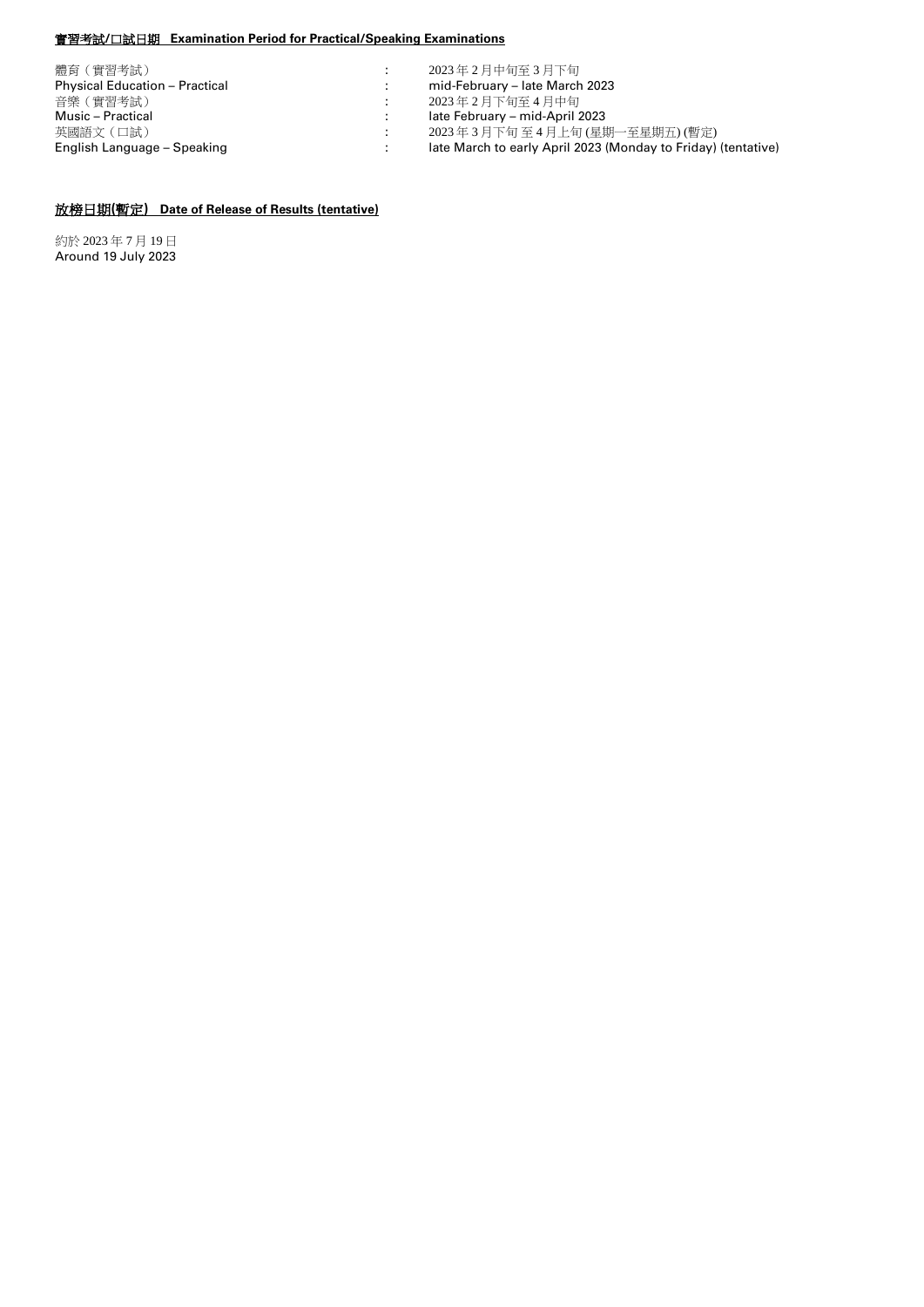**實習考試/口試日期 Examination Period for Practical/Speaking Examinations**

| | | |
|---|---|---|
| 體育（實習考試） | : | 2023 年 2 月中旬至 3 月下旬 |
| Physical Education – Practical | : | mid-February – late March 2023 |
| 音樂（實習考試） | : | 2023 年 2 月下旬至 4 月中旬 |
| Music – Practical | : | late February – mid-April 2023 |
| 英國語文（口試） | : | 2023 年 3 月下旬 至 4 月上旬 (星期一至星期五) (暫定) |
| English Language – Speaking | : | late March to early April 2023 (Monday to Friday) (tentative) |

**放榜日期(暫定） Date of Release of Results (tentative)**

約於 2023 年 7 月 19 日
Around 19 July 2023